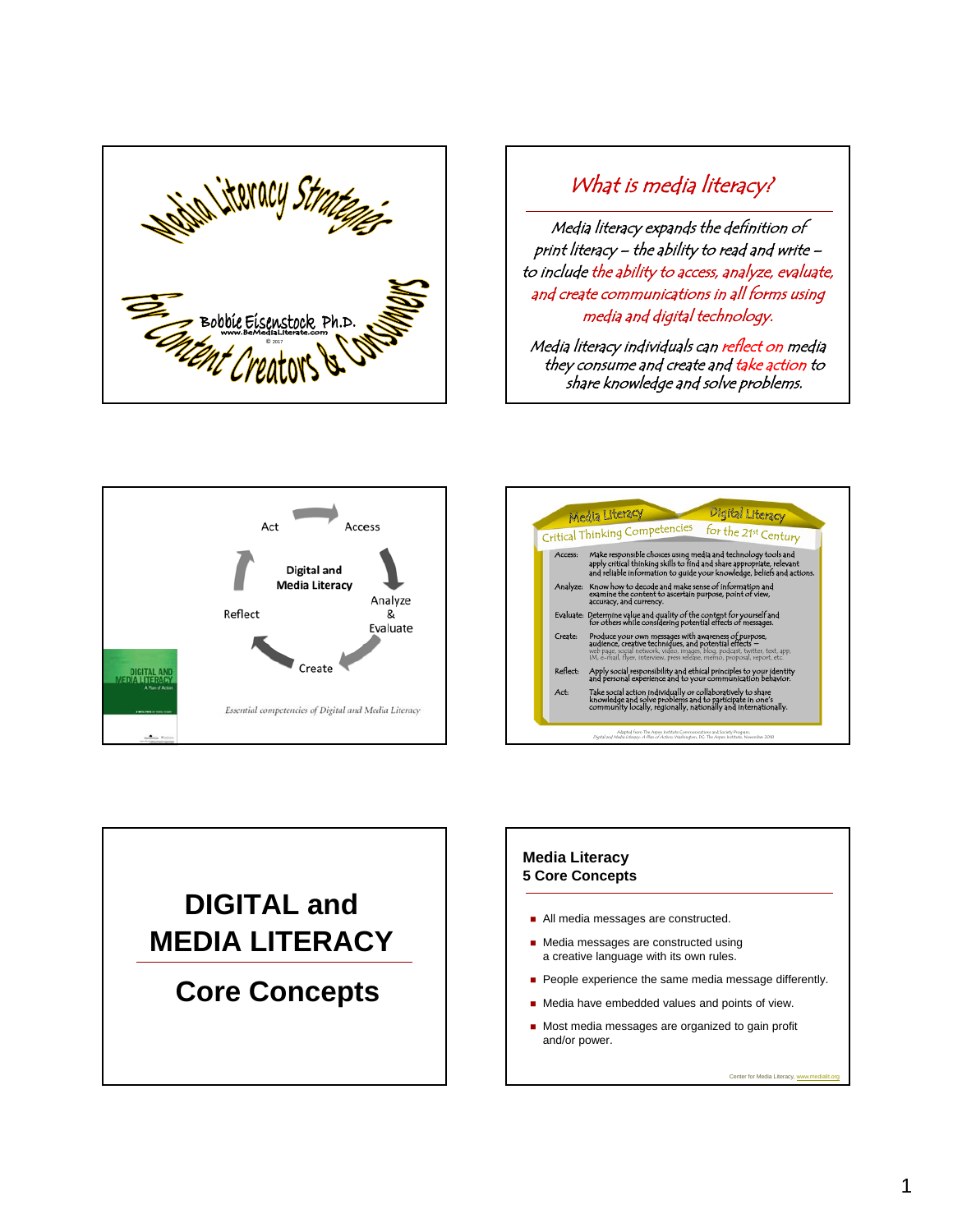# Media Literacy Strategies for Content Creators & Consumers

Bobbie Eisenstock Ph.D.
www.BeMediaLiterate.com
© 2017

## What is media literacy?

*Media literacy expands the definition of print literacy – the ability to read and write – to include the ability to access, analyze, evaluate, and create communications in all forms using media and digital technology.*

*Media literacy individuals can reflect on media they consume and create and take action to share knowledge and solve problems.*

Digital and Media Literacy

Access → Analyze & Evaluate → Create → Reflect → Act

*Essential competencies of Digital and Media Literacy*

DIGITAL AND MEDIA LITERACY
A Plan of Action

## Media Literacy / Digital Literacy
### Critical Thinking Competencies for the 21st Century

| | |
|---|---|
| Access: | Make responsible choices using media and technology tools and apply critical thinking skills to find and share appropriate, relevant and reliable information to guide your knowledge, beliefs and actions. |
| Analyze: | Know how to decode and make sense of information and examine the content to ascertain purpose, point of view, accuracy, and currency. |
| Evaluate: | Determine value and quality of the content for yourself and for others while considering potential effects of messages. |
| Create: | Produce your own messages with awareness of purpose, audience, creative techniques, and potential effects – web page, social network, video, images, blog, podcast, twitter, text, app, IM, e-mail, flyer, interview, press release, memo, proposal, report, etc. |
| Reflect: | Apply social responsibility and ethical principles to your identity and personal experience and to your communication behavior. |
| Act: | Take social action individually or collaboratively to share knowledge and solve problems and to participate in one's community locally, regionally, nationally and internationally. |

Adapted from The Aspen Institute Communications and Society Program, *Digital and Media Literacy: A Plan of Action*. Washington, DC: The Aspen Institute, November 2010

# DIGITAL and MEDIA LITERACY

# Core Concepts

## Media Literacy 5 Core Concepts

- All media messages are constructed.
- Media messages are constructed using a creative language with its own rules.
- People experience the same media message differently.
- Media have embedded values and points of view.
- Most media messages are organized to gain profit and/or power.

Center for Media Literacy, www.medialit.org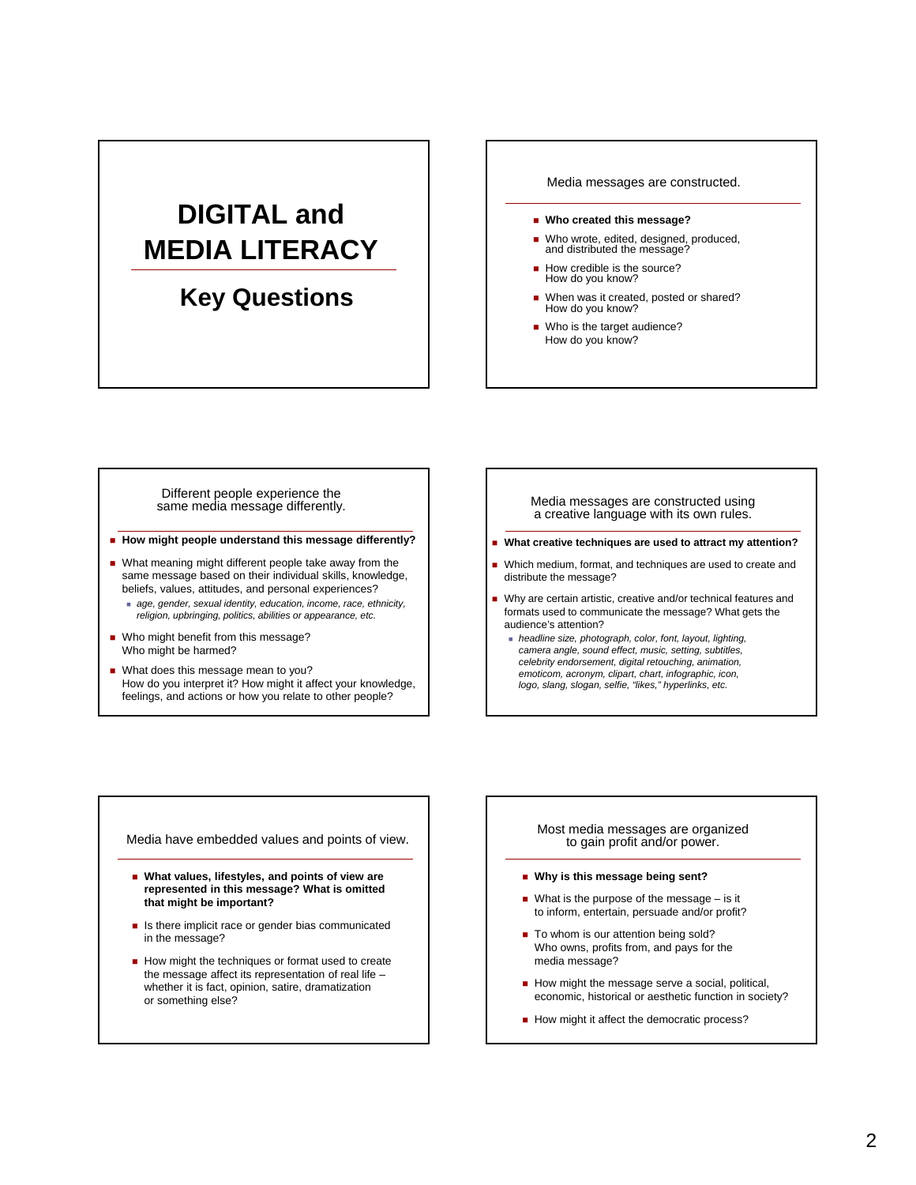# DIGITAL and MEDIA LITERACY

## Key Questions

---

### Media messages are constructed.

- **Who created this message?**
- Who wrote, edited, designed, produced, and distributed the message?
- How credible is the source? How do you know?
- When was it created, posted or shared? How do you know?
- Who is the target audience? How do you know?

---

### Different people experience the same media message differently.

- **How might people understand this message differently?**
- What meaning might different people take away from the same message based on their individual skills, knowledge, beliefs, values, attitudes, and personal experiences?
  - *age, gender, sexual identity, education, income, race, ethnicity, religion, upbringing, politics, abilities or appearance, etc.*
- Who might benefit from this message? Who might be harmed?
- What does this message mean to you? How do you interpret it? How might it affect your knowledge, feelings, and actions or how you relate to other people?

---

### Media messages are constructed using a creative language with its own rules.

- **What creative techniques are used to attract my attention?**
- Which medium, format, and techniques are used to create and distribute the message?
- Why are certain artistic, creative and/or technical features and formats used to communicate the message? What gets the audience's attention?
  - *headline size, photograph, color, font, layout, lighting, camera angle, sound effect, music, setting, subtitles, celebrity endorsement, digital retouching, animation, emoticon, acronym, clipart, chart, infographic, icon, logo, slang, slogan, selfie, "likes," hyperlinks, etc.*

---

### Media have embedded values and points of view.

- **What values, lifestyles, and points of view are represented in this message? What is omitted that might be important?**
- Is there implicit race or gender bias communicated in the message?
- How might the techniques or format used to create the message affect its representation of real life – whether it is fact, opinion, satire, dramatization or something else?

---

### Most media messages are organized to gain profit and/or power.

- **Why is this message being sent?**
- What is the purpose of the message – is it to inform, entertain, persuade and/or profit?
- To whom is our attention being sold? Who owns, profits from, and pays for the media message?
- How might the message serve a social, political, economic, historical or aesthetic function in society?
- How might it affect the democratic process?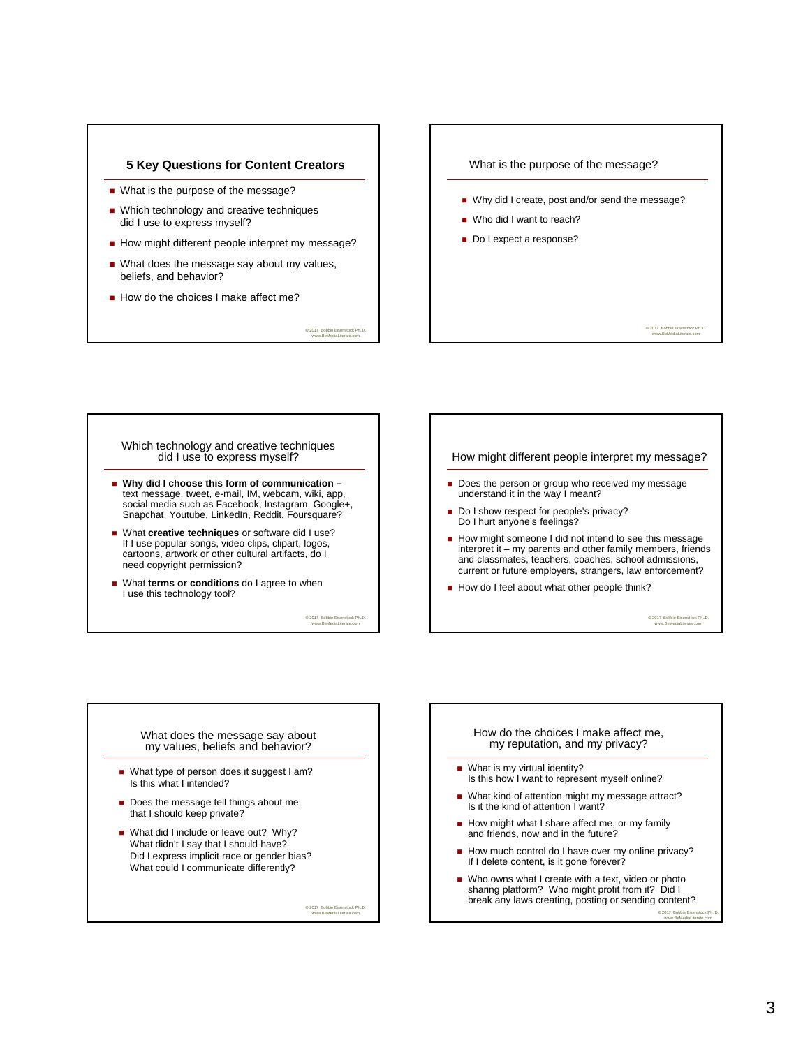## 5 Key Questions for Content Creators

- What is the purpose of the message?
- Which technology and creative techniques did I use to express myself?
- How might different people interpret my message?
- What does the message say about my values, beliefs, and behavior?
- How do the choices I make affect me?

© 2017 Bobbie Eisenstock Ph.D.
www.BeMediaLiterate.com

## What is the purpose of the message?

- Why did I create, post and/or send the message?
- Who did I want to reach?
- Do I expect a response?

© 2017 Bobbie Eisenstock Ph.D.
www.BeMediaLiterate.com

## Which technology and creative techniques did I use to express myself?

- **Why did I choose this form of communication –** text message, tweet, e-mail, IM, webcam, wiki, app, social media such as Facebook, Instagram, Google+, Snapchat, Youtube, LinkedIn, Reddit, Foursquare?
- What **creative techniques** or software did I use? If I use popular songs, video clips, clipart, logos, cartoons, artwork or other cultural artifacts, do I need copyright permission?
- What **terms or conditions** do I agree to when I use this technology tool?

© 2017 Bobbie Eisenstock Ph.D.
www.BeMediaLiterate.com

## How might different people interpret my message?

- Does the person or group who received my message understand it in the way I meant?
- Do I show respect for people's privacy? Do I hurt anyone's feelings?
- How might someone I did not intend to see this message interpret it – my parents and other family members, friends and classmates, teachers, coaches, school admissions, current or future employers, strangers, law enforcement?
- How do I feel about what other people think?

© 2017 Bobbie Eisenstock Ph.D.
www.BeMediaLiterate.com

## What does the message say about my values, beliefs and behavior?

- What type of person does it suggest I am? Is this what I intended?
- Does the message tell things about me that I should keep private?
- What did I include or leave out? Why? What didn't I say that I should have? Did I express implicit race or gender bias? What could I communicate differently?

© 2017 Bobbie Eisenstock Ph.D.
www.BeMediaLiterate.com

## How do the choices I make affect me, my reputation, and my privacy?

- What is my virtual identity? Is this how I want to represent myself online?
- What kind of attention might my message attract? Is it the kind of attention I want?
- How might what I share affect me, or my family and friends, now and in the future?
- How much control do I have over my online privacy? If I delete content, is it gone forever?
- Who owns what I create with a text, video or photo sharing platform? Who might profit from it? Did I break any laws creating, posting or sending content?

© 2017 Bobbie Eisenstock Ph.D.
www.BeMediaLiterate.com